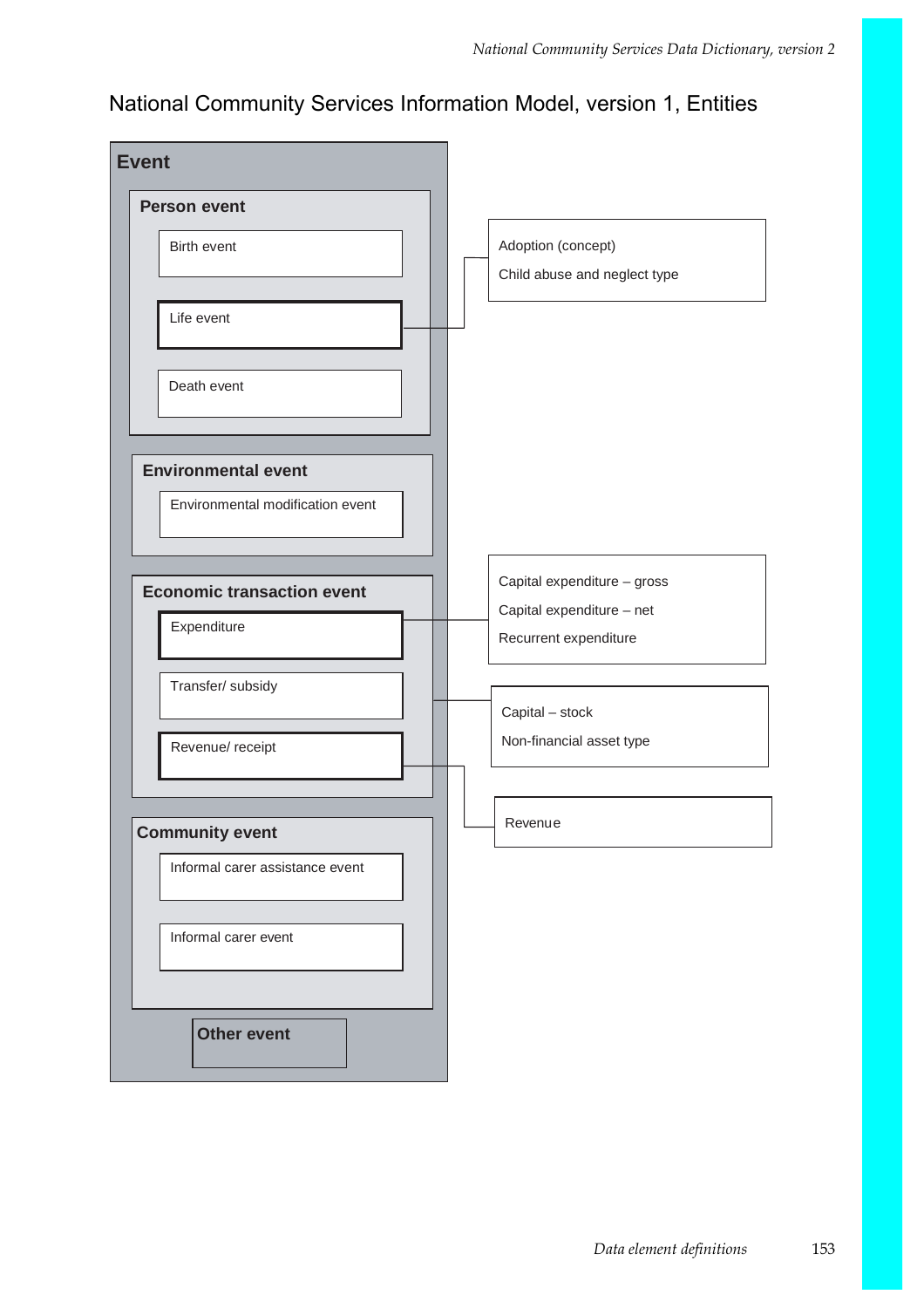# National Community Services Information Model, version 1, Entities

## Event

### Person event

- Birth event
- Life event
- Death event

Life event → Adoption (concept); Child abuse and neglect type

### Environmental event

- Environmental modification event

### Economic transaction event

- Expenditure
- Transfer/ subsidy
- Revenue/ receipt

Expenditure → Capital expenditure – gross; Capital expenditure – net; Recurrent expenditure

Economic transaction event → Capital – stock; Non-financial asset type

Revenue/ receipt → Revenue

### Community event

- Informal carer assistance event
- Informal carer event

### Other event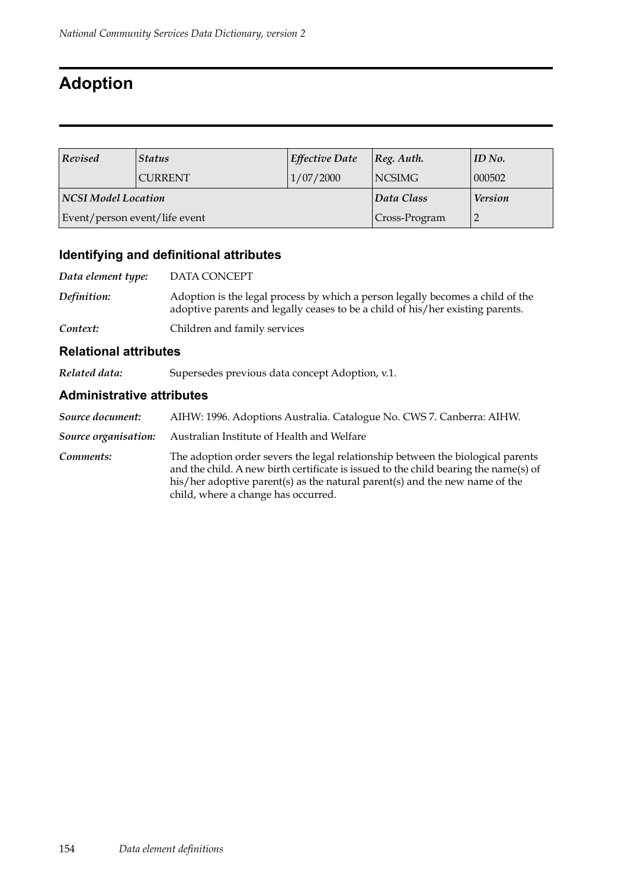# Adoption

| *Revised* | *Status* | *Effective Date* | *Reg. Auth.* | *ID No.* |
|---|---|---|---|---|
| | CURRENT | 1/07/2000 | NCSIMG | 000502 |
| ***NCSI Model Location*** | | | ***Data Class*** | ***Version*** |
| Event/person event/life event | | | Cross-Program | 2 |

## Identifying and definitional attributes

***Data element type:*** DATA CONCEPT

***Definition:*** Adoption is the legal process by which a person legally becomes a child of the adoptive parents and legally ceases to be a child of his/her existing parents.

***Context:*** Children and family services

## Relational attributes

***Related data:*** Supersedes previous data concept Adoption, v.1.

## Administrative attributes

***Source document:*** AIHW: 1996. Adoptions Australia. Catalogue No. CWS 7. Canberra: AIHW.

***Source organisation:*** Australian Institute of Health and Welfare

***Comments:*** The adoption order severs the legal relationship between the biological parents and the child. A new birth certificate is issued to the child bearing the name(s) of his/her adoptive parent(s) as the natural parent(s) and the new name of the child, where a change has occurred.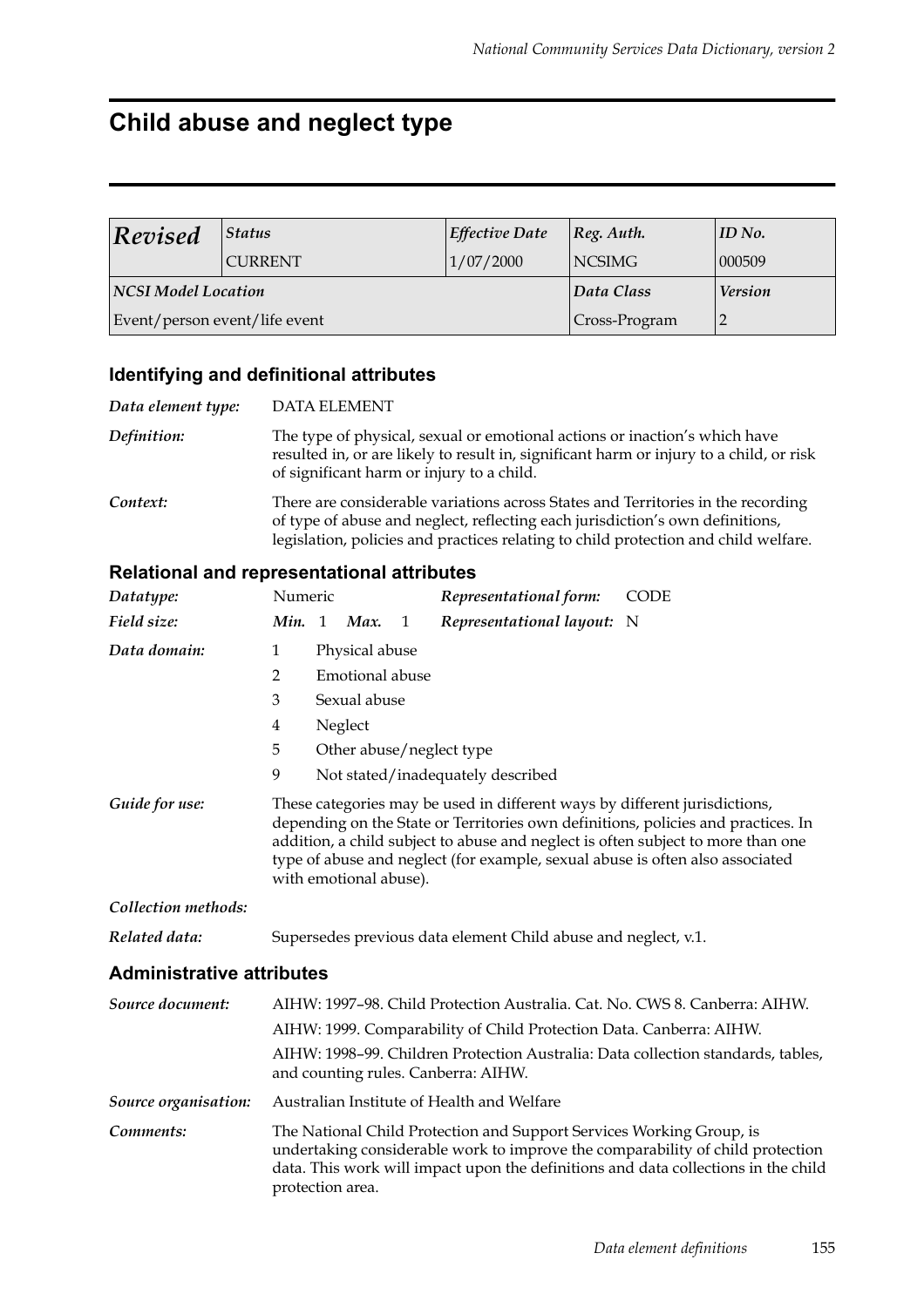# Child abuse and neglect type

| *Revised* | *Status* | *Effective Date* | *Reg. Auth.* | *ID No.* |
|---|---|---|---|---|
| | CURRENT | 1/07/2000 | NCSIMG | 000509 |
| ***NCSI Model Location*** | | | ***Data Class*** | ***Version*** |
| Event/person event/life event | | | Cross-Program | 2 |

## Identifying and definitional attributes

***Data element type:*** DATA ELEMENT

***Definition:*** The type of physical, sexual or emotional actions or inaction's which have resulted in, or are likely to result in, significant harm or injury to a child, or risk of significant harm or injury to a child.

***Context:*** There are considerable variations across States and Territories in the recording of type of abuse and neglect, reflecting each jurisdiction's own definitions, legislation, policies and practices relating to child protection and child welfare.

## Relational and representational attributes

***Datatype:*** Numeric &nbsp;&nbsp; ***Representational form:*** CODE

***Field size:*** ***Min.*** 1 ***Max.*** 1 &nbsp;&nbsp; ***Representational layout:*** N

***Data domain:***

1 Physical abuse
2 Emotional abuse
3 Sexual abuse
4 Neglect
5 Other abuse/neglect type
9 Not stated/inadequately described

***Guide for use:*** These categories may be used in different ways by different jurisdictions, depending on the State or Territories own definitions, policies and practices. In addition, a child subject to abuse and neglect is often subject to more than one type of abuse and neglect (for example, sexual abuse is often also associated with emotional abuse).

***Collection methods:***

***Related data:*** Supersedes previous data element Child abuse and neglect, v.1.

## Administrative attributes

***Source document:*** AIHW: 1997–98. Child Protection Australia. Cat. No. CWS 8. Canberra: AIHW.

AIHW: 1999. Comparability of Child Protection Data. Canberra: AIHW.

AIHW: 1998–99. Children Protection Australia: Data collection standards, tables, and counting rules. Canberra: AIHW.

***Source organisation:*** Australian Institute of Health and Welfare

***Comments:*** The National Child Protection and Support Services Working Group, is undertaking considerable work to improve the comparability of child protection data. This work will impact upon the definitions and data collections in the child protection area.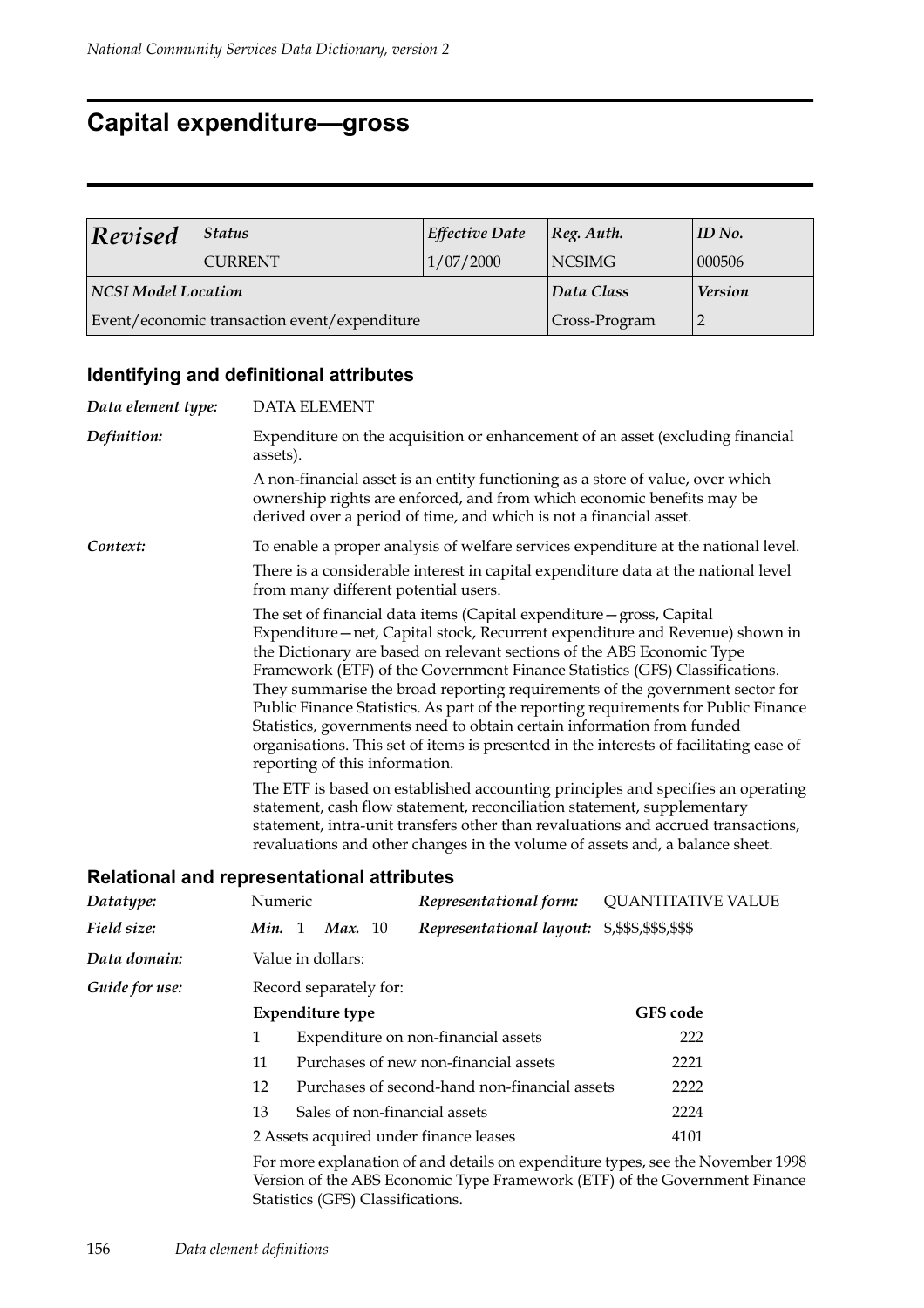# Capital expenditure—gross

| *Revised* | *Status* | *Effective Date* | *Reg. Auth.* | *ID No.* |
|---|---|---|---|---|
| | CURRENT | 1/07/2000 | NCSIMG | 000506 |
| ***NCSI Model Location*** | | | ***Data Class*** | ***Version*** |
| Event/economic transaction event/expenditure | | | Cross-Program | 2 |

### Identifying and definitional attributes

***Data element type:*** DATA ELEMENT

***Definition:*** Expenditure on the acquisition or enhancement of an asset (excluding financial assets).

A non-financial asset is an entity functioning as a store of value, over which ownership rights are enforced, and from which economic benefits may be derived over a period of time, and which is not a financial asset.

***Context:*** To enable a proper analysis of welfare services expenditure at the national level.

There is a considerable interest in capital expenditure data at the national level from many different potential users.

The set of financial data items (Capital expenditure—gross, Capital Expenditure—net, Capital stock, Recurrent expenditure and Revenue) shown in the Dictionary are based on relevant sections of the ABS Economic Type Framework (ETF) of the Government Finance Statistics (GFS) Classifications. They summarise the broad reporting requirements of the government sector for Public Finance Statistics. As part of the reporting requirements for Public Finance Statistics, governments need to obtain certain information from funded organisations. This set of items is presented in the interests of facilitating ease of reporting of this information.

The ETF is based on established accounting principles and specifies an operating statement, cash flow statement, reconciliation statement, supplementary statement, intra-unit transfers other than revaluations and accrued transactions, revaluations and other changes in the volume of assets and, a balance sheet.

### Relational and representational attributes

***Datatype:*** Numeric — ***Representational form:*** QUANTITATIVE VALUE

***Field size:*** ***Min.*** 1 ***Max.*** 10 — ***Representational layout:*** $,$$$,$$$,$$$

***Data domain:*** Value in dollars:

***Guide for use:*** Record separately for:

| **Expenditure type** | | **GFS code** |
|---|---|---|
| 1 | Expenditure on non-financial assets | 222 |
| 11 | Purchases of new non-financial assets | 2221 |
| 12 | Purchases of second-hand non-financial assets | 2222 |
| 13 | Sales of non-financial assets | 2224 |
| 2 | Assets acquired under finance leases | 4101 |

For more explanation of and details on expenditure types, see the November 1998 Version of the ABS Economic Type Framework (ETF) of the Government Finance Statistics (GFS) Classifications.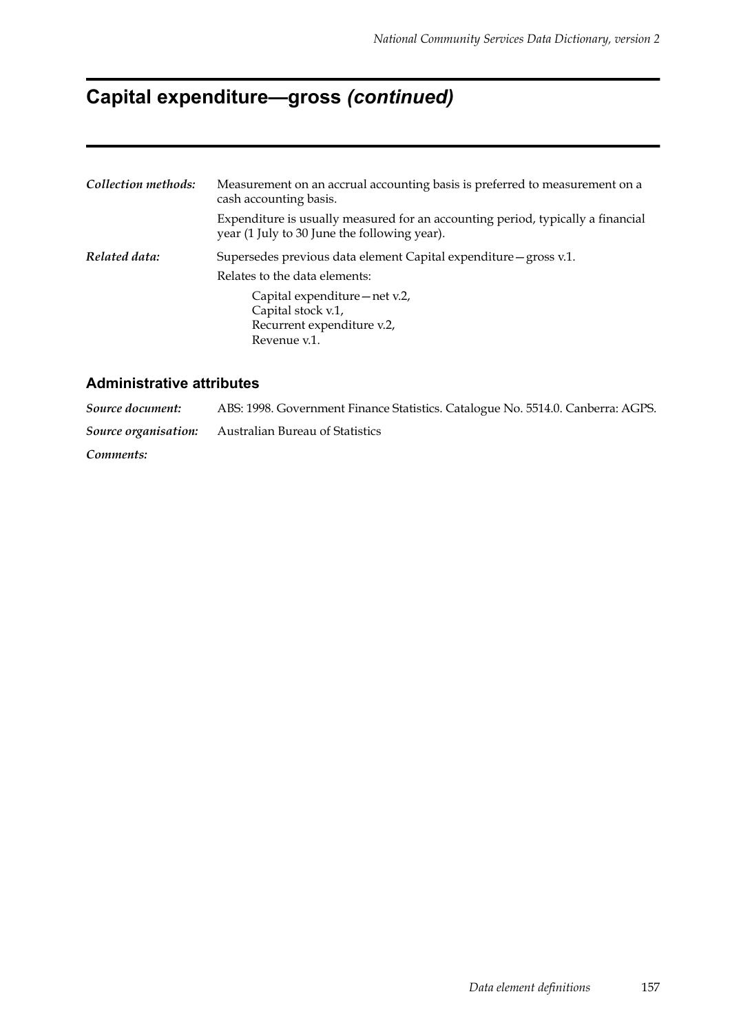# Capital expenditure—gross *(continued)*

***Collection methods:*** Measurement on an accrual accounting basis is preferred to measurement on a cash accounting basis.

Expenditure is usually measured for an accounting period, typically a financial year (1 July to 30 June the following year).

***Related data:*** Supersedes previous data element Capital expenditure—gross v.1.

Relates to the data elements:

- Capital expenditure—net v.2,
- Capital stock v.1,
- Recurrent expenditure v.2,
- Revenue v.1.

## Administrative attributes

***Source document:*** ABS: 1998. Government Finance Statistics. Catalogue No. 5514.0. Canberra: AGPS.

***Source organisation:*** Australian Bureau of Statistics

***Comments:***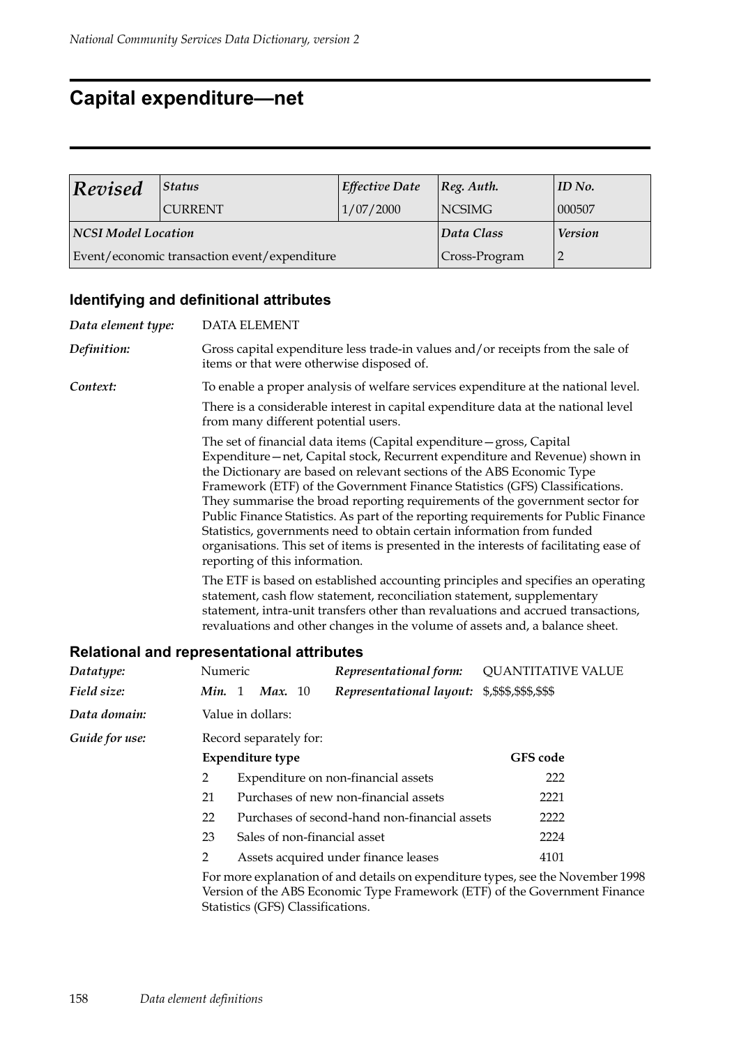# Capital expenditure—net

| *Revised* | *Status* | *Effective Date* | *Reg. Auth.* | *ID No.* |
|---|---|---|---|---|
| | CURRENT | 1/07/2000 | NCSIMG | 000507 |
| ***NCSI Model Location*** | | | *Data Class* | *Version* |
| Event/economic transaction event/expenditure | | | Cross-Program | 2 |

## Identifying and definitional attributes

*Data element type:* DATA ELEMENT

*Definition:* Gross capital expenditure less trade-in values and/or receipts from the sale of items or that were otherwise disposed of.

*Context:* To enable a proper analysis of welfare services expenditure at the national level.

There is a considerable interest in capital expenditure data at the national level from many different potential users.

The set of financial data items (Capital expenditure—gross, Capital Expenditure—net, Capital stock, Recurrent expenditure and Revenue) shown in the Dictionary are based on relevant sections of the ABS Economic Type Framework (ETF) of the Government Finance Statistics (GFS) Classifications. They summarise the broad reporting requirements of the government sector for Public Finance Statistics. As part of the reporting requirements for Public Finance Statistics, governments need to obtain certain information from funded organisations. This set of items is presented in the interests of facilitating ease of reporting of this information.

The ETF is based on established accounting principles and specifies an operating statement, cash flow statement, reconciliation statement, supplementary statement, intra-unit transfers other than revaluations and accrued transactions, revaluations and other changes in the volume of assets and, a balance sheet.

## Relational and representational attributes

*Datatype:* Numeric

*Representational form:* QUANTITATIVE VALUE

*Field size:* ***Min.*** 1 ***Max.*** 10

*Representational layout:* $,$$$,$$$,$$$

*Data domain:* Value in dollars:

*Guide for use:* Record separately for:

| | **Expenditure type** | **GFS code** |
|---|---|---|
| 2 | Expenditure on non-financial assets | 222 |
| 21 | Purchases of new non-financial assets | 2221 |
| 22 | Purchases of second-hand non-financial assets | 2222 |
| 23 | Sales of non-financial asset | 2224 |
| 2 | Assets acquired under finance leases | 4101 |

For more explanation of and details on expenditure types, see the November 1998 Version of the ABS Economic Type Framework (ETF) of the Government Finance Statistics (GFS) Classifications.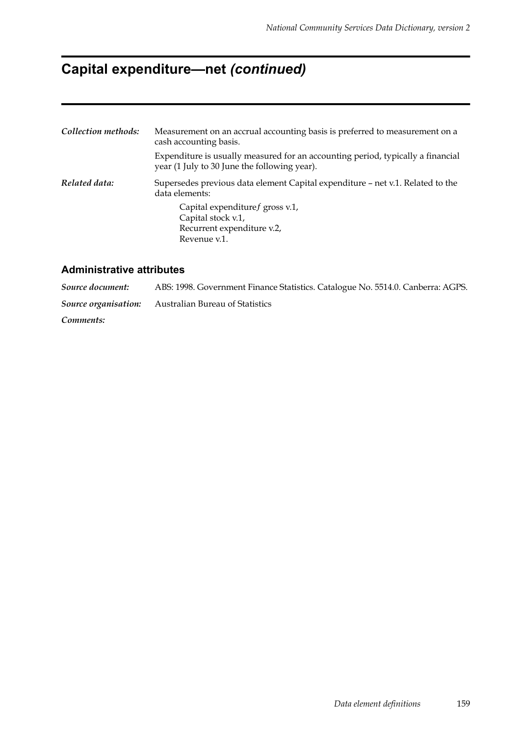# Capital expenditure—net *(continued)*

***Collection methods:*** Measurement on an accrual accounting basis is preferred to measurement on a cash accounting basis.

Expenditure is usually measured for an accounting period, typically a financial year (1 July to 30 June the following year).

***Related data:*** Supersedes previous data element Capital expenditure – net v.1. Related to the data elements:

Capital expenditureƒ gross v.1,
Capital stock v.1,
Recurrent expenditure v.2,
Revenue v.1.

## Administrative attributes

***Source document:*** ABS: 1998. Government Finance Statistics. Catalogue No. 5514.0. Canberra: AGPS.

***Source organisation:*** Australian Bureau of Statistics

***Comments:***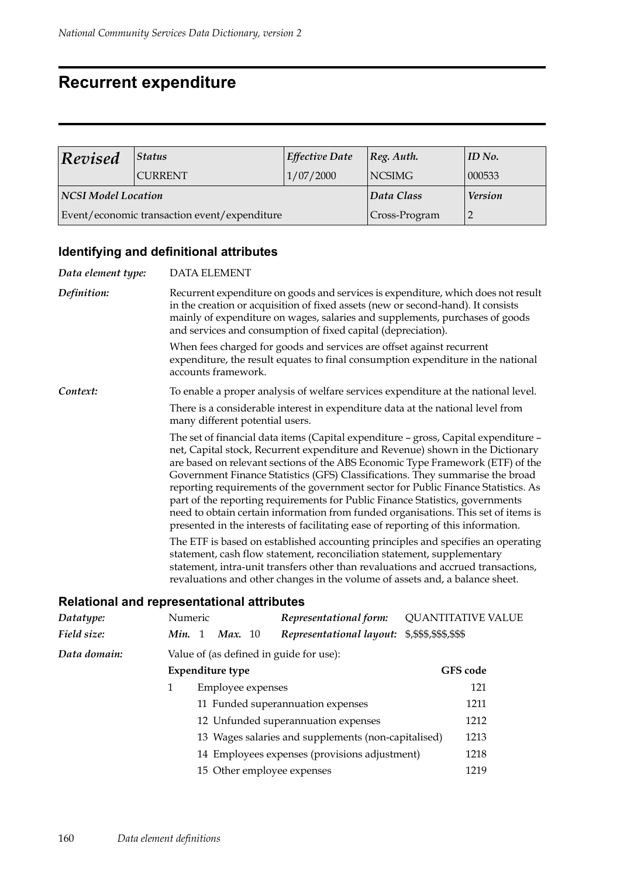# Recurrent expenditure

| *Revised* | *Status* | *Effective Date* | *Reg. Auth.* | *ID No.* |
|---|---|---|---|---|
| | CURRENT | 1/07/2000 | NCSIMG | 000533 |
| ***NCSI Model Location*** | | | ***Data Class*** | ***Version*** |
| Event/economic transaction event/expenditure | | | Cross-Program | 2 |

## Identifying and definitional attributes

***Data element type:*** DATA ELEMENT

***Definition:*** Recurrent expenditure on goods and services is expenditure, which does not result in the creation or acquisition of fixed assets (new or second-hand). It consists mainly of expenditure on wages, salaries and supplements, purchases of goods and services and consumption of fixed capital (depreciation).

When fees charged for goods and services are offset against recurrent expenditure, the result equates to final consumption expenditure in the national accounts framework.

***Context:*** To enable a proper analysis of welfare services expenditure at the national level.

There is a considerable interest in expenditure data at the national level from many different potential users.

The set of financial data items (Capital expenditure – gross, Capital expenditure – net, Capital stock, Recurrent expenditure and Revenue) shown in the Dictionary are based on relevant sections of the ABS Economic Type Framework (ETF) of the Government Finance Statistics (GFS) Classifications. They summarise the broad reporting requirements of the government sector for Public Finance Statistics. As part of the reporting requirements for Public Finance Statistics, governments need to obtain certain information from funded organisations. This set of items is presented in the interests of facilitating ease of reporting of this information.

The ETF is based on established accounting principles and specifies an operating statement, cash flow statement, reconciliation statement, supplementary statement, intra-unit transfers other than revaluations and accrued transactions, revaluations and other changes in the volume of assets and, a balance sheet.

## Relational and representational attributes

***Datatype:*** Numeric  ***Representational form:*** QUANTITATIVE VALUE

***Field size:*** ***Min.*** 1 ***Max.*** 10  ***Representational layout:*** $,$$$,$$$,$$$

***Data domain:*** Value of (as defined in guide for use):

| **Expenditure type** | **GFS code** |
|---|---|
| 1 Employee expenses | 121 |
| 11 Funded superannuation expenses | 1211 |
| 12 Unfunded superannuation expenses | 1212 |
| 13 Wages salaries and supplements (non-capitalised) | 1213 |
| 14 Employees expenses (provisions adjustment) | 1218 |
| 15 Other employee expenses | 1219 |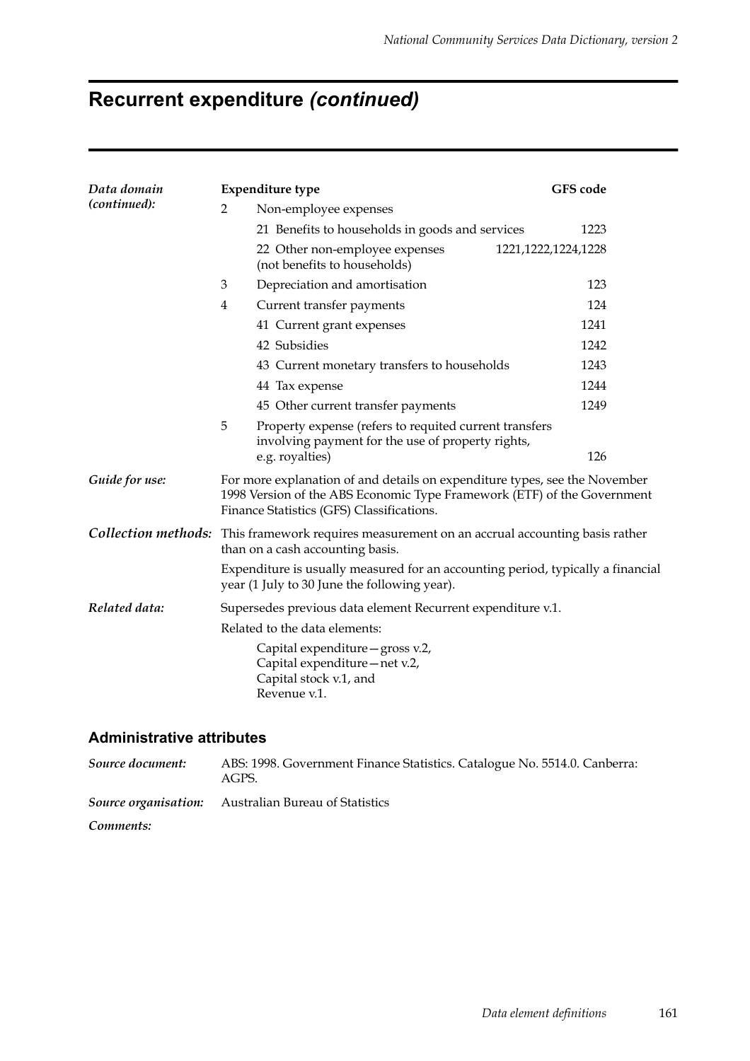# Recurrent expenditure *(continued)*

***Data domain (continued):***

| Expenditure type | | GFS code |
|---|---|---|
| 2 | Non-employee expenses | |
| | 21 Benefits to households in goods and services | 1223 |
| | 22 Other non-employee expenses (not benefits to households) | 1221,1222,1224,1228 |
| 3 | Depreciation and amortisation | 123 |
| 4 | Current transfer payments | 124 |
| | 41 Current grant expenses | 1241 |
| | 42 Subsidies | 1242 |
| | 43 Current monetary transfers to households | 1243 |
| | 44 Tax expense | 1244 |
| | 45 Other current transfer payments | 1249 |
| 5 | Property expense (refers to requited current transfers involving payment for the use of property rights, e.g. royalties) | 126 |

***Guide for use:*** For more explanation of and details on expenditure types, see the November 1998 Version of the ABS Economic Type Framework (ETF) of the Government Finance Statistics (GFS) Classifications.

***Collection methods:*** This framework requires measurement on an accrual accounting basis rather than on a cash accounting basis.

Expenditure is usually measured for an accounting period, typically a financial year (1 July to 30 June the following year).

***Related data:*** Supersedes previous data element Recurrent expenditure v.1.

Related to the data elements:

Capital expenditure—gross v.2,
Capital expenditure—net v.2,
Capital stock v.1, and
Revenue v.1.

## Administrative attributes

***Source document:*** ABS: 1998. Government Finance Statistics. Catalogue No. 5514.0. Canberra: AGPS.

***Source organisation:*** Australian Bureau of Statistics

***Comments:***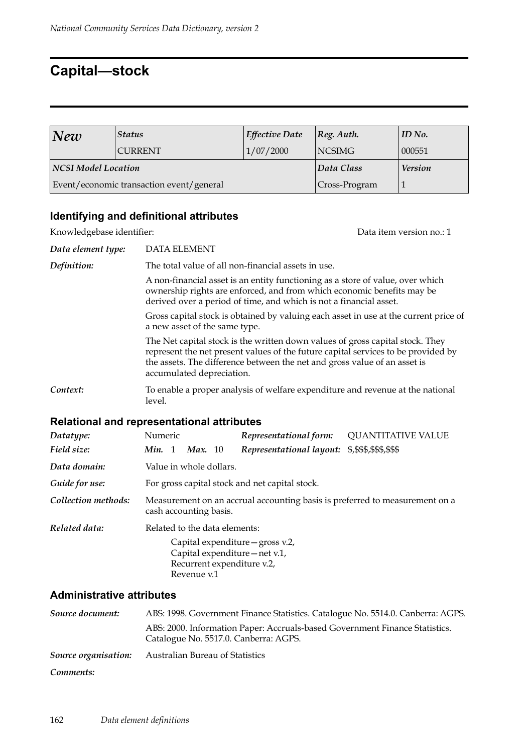# Capital—stock

| *New* | *Status* | *Effective Date* | *Reg. Auth.* | *ID No.* |
|---|---|---|---|---|
| | CURRENT | 1/07/2000 | NCSIMG | 000551 |
| ***NCSI Model Location*** | | | ***Data Class*** | ***Version*** |
| Event/economic transaction event/general | | | Cross-Program | 1 |

## Identifying and definitional attributes

Knowledgebase identifier: Data item version no.: 1

***Data element type:*** DATA ELEMENT

***Definition:*** The total value of all non-financial assets in use.

A non-financial asset is an entity functioning as a store of value, over which ownership rights are enforced, and from which economic benefits may be derived over a period of time, and which is not a financial asset.

Gross capital stock is obtained by valuing each asset in use at the current price of a new asset of the same type.

The Net capital stock is the written down values of gross capital stock. They represent the net present values of the future capital services to be provided by the assets. The difference between the net and gross value of an asset is accumulated depreciation.

***Context:*** To enable a proper analysis of welfare expenditure and revenue at the national level.

## Relational and representational attributes

***Datatype:*** Numeric ***Representational form:*** QUANTITATIVE VALUE

***Field size:*** ***Min.*** 1 ***Max.*** 10 ***Representational layout:*** $,$$$,$$$,$$$

***Data domain:*** Value in whole dollars.

***Guide for use:*** For gross capital stock and net capital stock.

***Collection methods:*** Measurement on an accrual accounting basis is preferred to measurement on a cash accounting basis.

***Related data:*** Related to the data elements:

Capital expenditure—gross v.2,
Capital expenditure—net v.1,
Recurrent expenditure v.2,
Revenue v.1

## Administrative attributes

***Source document:*** ABS: 1998. Government Finance Statistics. Catalogue No. 5514.0. Canberra: AGPS.

ABS: 2000. Information Paper: Accruals-based Government Finance Statistics. Catalogue No. 5517.0. Canberra: AGPS.

***Source organisation:*** Australian Bureau of Statistics

***Comments:***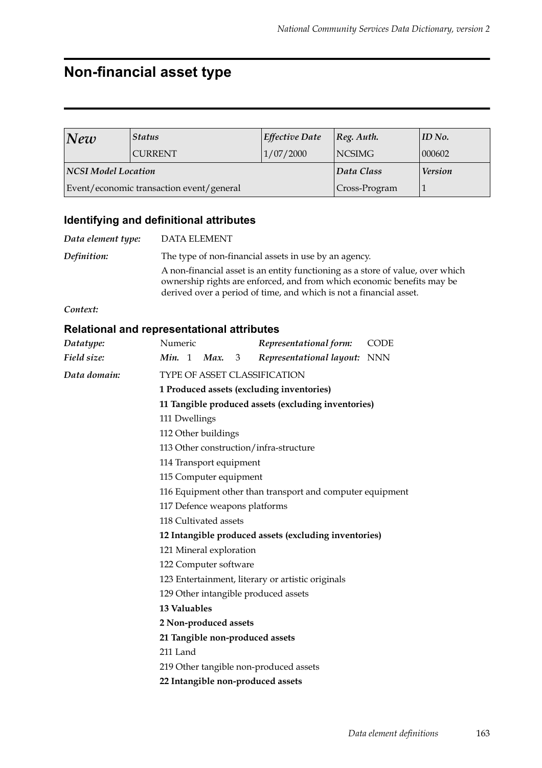# Non-financial asset type

| *New* | *Status* | *Effective Date* | *Reg. Auth.* | *ID No.* |
|---|---|---|---|---|
| | CURRENT | 1/07/2000 | NCSIMG | 000602 |
| ***NCSI Model Location*** | | | ***Data Class*** | ***Version*** |
| Event/economic transaction event/general | | | Cross-Program | 1 |

## Identifying and definitional attributes

*Data element type:* DATA ELEMENT

*Definition:* The type of non-financial assets in use by an agency.

A non-financial asset is an entity functioning as a store of value, over which ownership rights are enforced, and from which economic benefits may be derived over a period of time, and which is not a financial asset.

*Context:*

## Relational and representational attributes

*Datatype:* Numeric *Representational form:* CODE

*Field size:* ***Min.*** 1 ***Max.*** 3 *Representational layout:* NNN

*Data domain:* TYPE OF ASSET CLASSIFICATION

**1 Produced assets (excluding inventories)**

**11 Tangible produced assets (excluding inventories)**

111 Dwellings

112 Other buildings

113 Other construction/infra-structure

114 Transport equipment

115 Computer equipment

116 Equipment other than transport and computer equipment

117 Defence weapons platforms

118 Cultivated assets

**12 Intangible produced assets (excluding inventories)**

121 Mineral exploration

122 Computer software

123 Entertainment, literary or artistic originals

129 Other intangible produced assets

**13 Valuables**

**2 Non-produced assets**

**21 Tangible non-produced assets**

211 Land

219 Other tangible non-produced assets

**22 Intangible non-produced assets**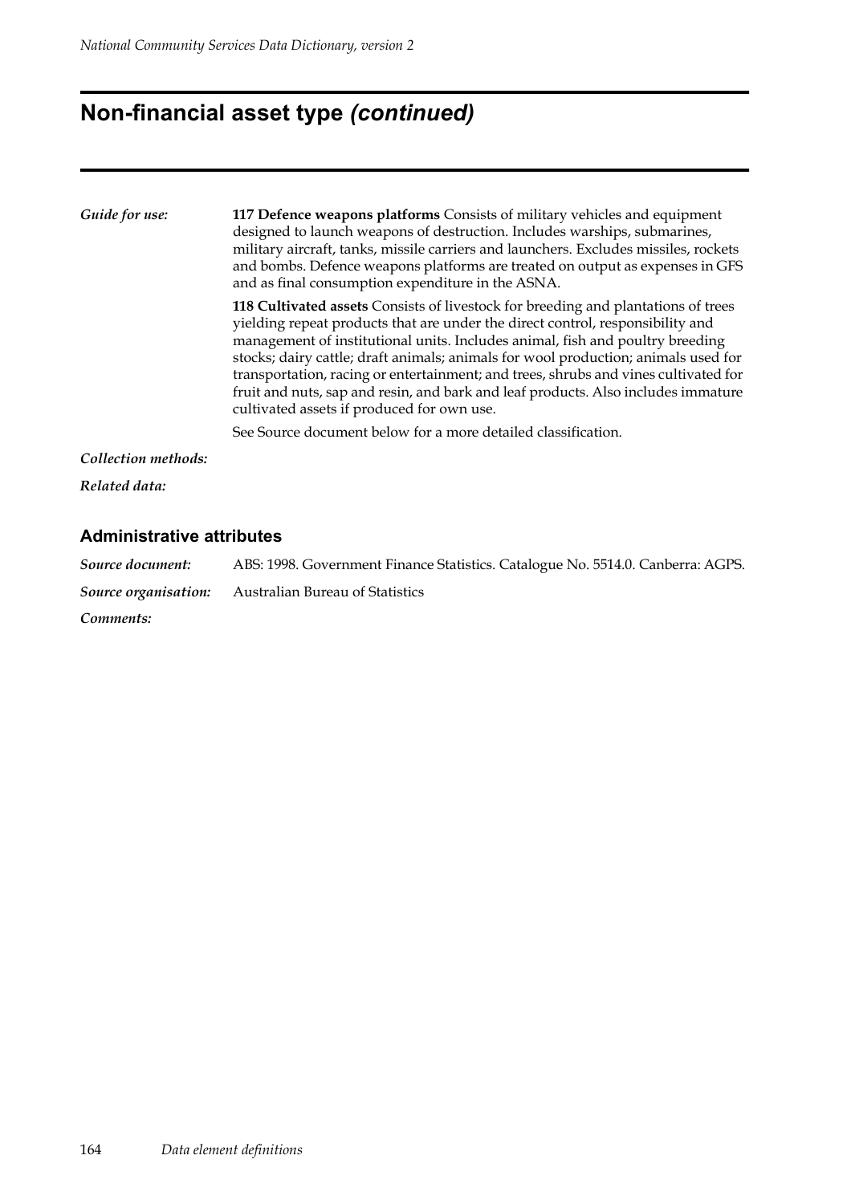# Non-financial asset type *(continued)*

*Guide for use:*

**117 Defence weapons platforms** Consists of military vehicles and equipment designed to launch weapons of destruction. Includes warships, submarines, military aircraft, tanks, missile carriers and launchers. Excludes missiles, rockets and bombs. Defence weapons platforms are treated on output as expenses in GFS and as final consumption expenditure in the ASNA.

**118 Cultivated assets** Consists of livestock for breeding and plantations of trees yielding repeat products that are under the direct control, responsibility and management of institutional units. Includes animal, fish and poultry breeding stocks; dairy cattle; draft animals; animals for wool production; animals used for transportation, racing or entertainment; and trees, shrubs and vines cultivated for fruit and nuts, sap and resin, and bark and leaf products. Also includes immature cultivated assets if produced for own use.

See Source document below for a more detailed classification.

*Collection methods:*

*Related data:*

## Administrative attributes

*Source document:* ABS: 1998. Government Finance Statistics. Catalogue No. 5514.0. Canberra: AGPS.

*Source organisation:* Australian Bureau of Statistics

*Comments:*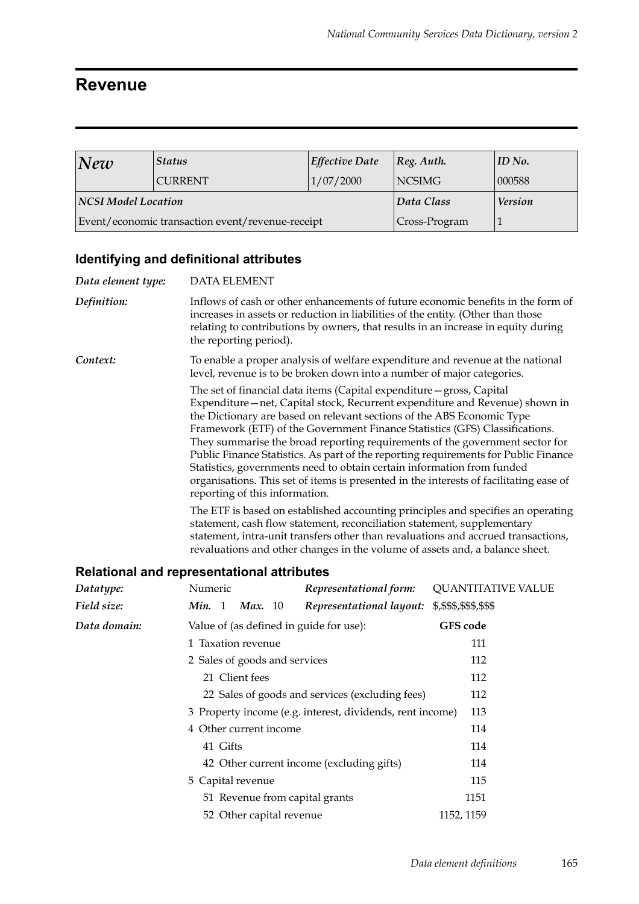# Revenue

| *New* | *Status* | *Effective Date* | *Reg. Auth.* | *ID No.* |
|---|---|---|---|---|
| | CURRENT | 1/07/2000 | NCSIMG | 000588 |
| ***NCSI Model Location*** | | | ***Data Class*** | ***Version*** |
| Event/economic transaction event/revenue-receipt | | | Cross-Program | 1 |

## Identifying and definitional attributes

***Data element type:*** DATA ELEMENT

***Definition:*** Inflows of cash or other enhancements of future economic benefits in the form of increases in assets or reduction in liabilities of the entity. (Other than those relating to contributions by owners, that results in an increase in equity during the reporting period).

***Context:*** To enable a proper analysis of welfare expenditure and revenue at the national level, revenue is to be broken down into a number of major categories.

The set of financial data items (Capital expenditure—gross, Capital Expenditure—net, Capital stock, Recurrent expenditure and Revenue) shown in the Dictionary are based on relevant sections of the ABS Economic Type Framework (ETF) of the Government Finance Statistics (GFS) Classifications. They summarise the broad reporting requirements of the government sector for Public Finance Statistics. As part of the reporting requirements for Public Finance Statistics, governments need to obtain certain information from funded organisations. This set of items is presented in the interests of facilitating ease of reporting of this information.

The ETF is based on established accounting principles and specifies an operating statement, cash flow statement, reconciliation statement, supplementary statement, intra-unit transfers other than revaluations and accrued transactions, revaluations and other changes in the volume of assets and, a balance sheet.

## Relational and representational attributes

***Datatype:*** Numeric &nbsp;&nbsp; ***Representational form:*** QUANTITATIVE VALUE

***Field size:*** ***Min.*** 1 ***Max.*** 10 &nbsp;&nbsp; ***Representational layout:*** $,$$$,$$$,$$$

***Data domain:*** Value of (as defined in guide for use):

| Value | GFS code |
|---|---|
| 1 Taxation revenue | 111 |
| 2 Sales of goods and services | 112 |
| 21 Client fees | 112 |
| 22 Sales of goods and services (excluding fees) | 112 |
| 3 Property income (e.g. interest, dividends, rent income) | 113 |
| 4 Other current income | 114 |
| 41 Gifts | 114 |
| 42 Other current income (excluding gifts) | 114 |
| 5 Capital revenue | 115 |
| 51 Revenue from capital grants | 1151 |
| 52 Other capital revenue | 1152, 1159 |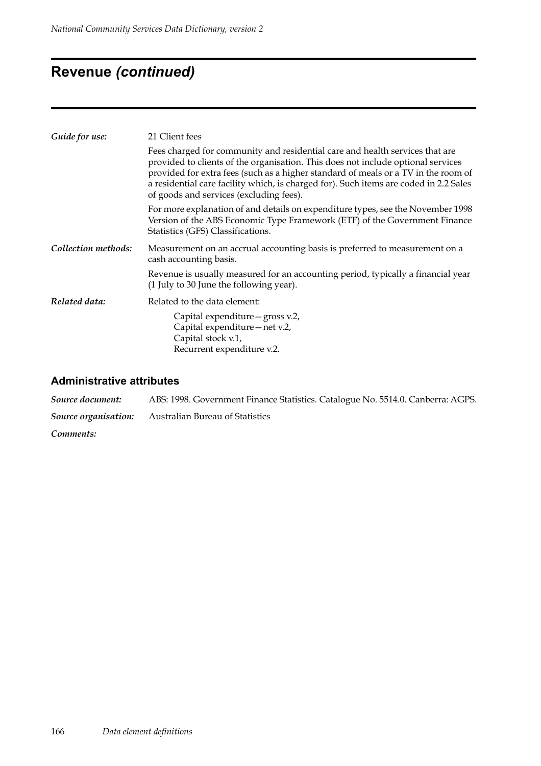# Revenue *(continued)*

| | |
|---|---|
| ***Guide for use:*** | 21 Client fees |
| | Fees charged for community and residential care and health services that are provided to clients of the organisation. This does not include optional services provided for extra fees (such as a higher standard of meals or a TV in the room of a residential care facility which, is charged for). Such items are coded in 2.2 Sales of goods and services (excluding fees). |
| | For more explanation of and details on expenditure types, see the November 1998 Version of the ABS Economic Type Framework (ETF) of the Government Finance Statistics (GFS) Classifications. |
| ***Collection methods:*** | Measurement on an accrual accounting basis is preferred to measurement on a cash accounting basis. |
| | Revenue is usually measured for an accounting period, typically a financial year (1 July to 30 June the following year). |
| ***Related data:*** | Related to the data element: |
| | Capital expenditure—gross v.2,<br>Capital expenditure—net v.2,<br>Capital stock v.1,<br>Recurrent expenditure v.2. |

## Administrative attributes

| | |
|---|---|
| ***Source document:*** | ABS: 1998. Government Finance Statistics. Catalogue No. 5514.0. Canberra: AGPS. |
| ***Source organisation:*** | Australian Bureau of Statistics |
| ***Comments:*** | |